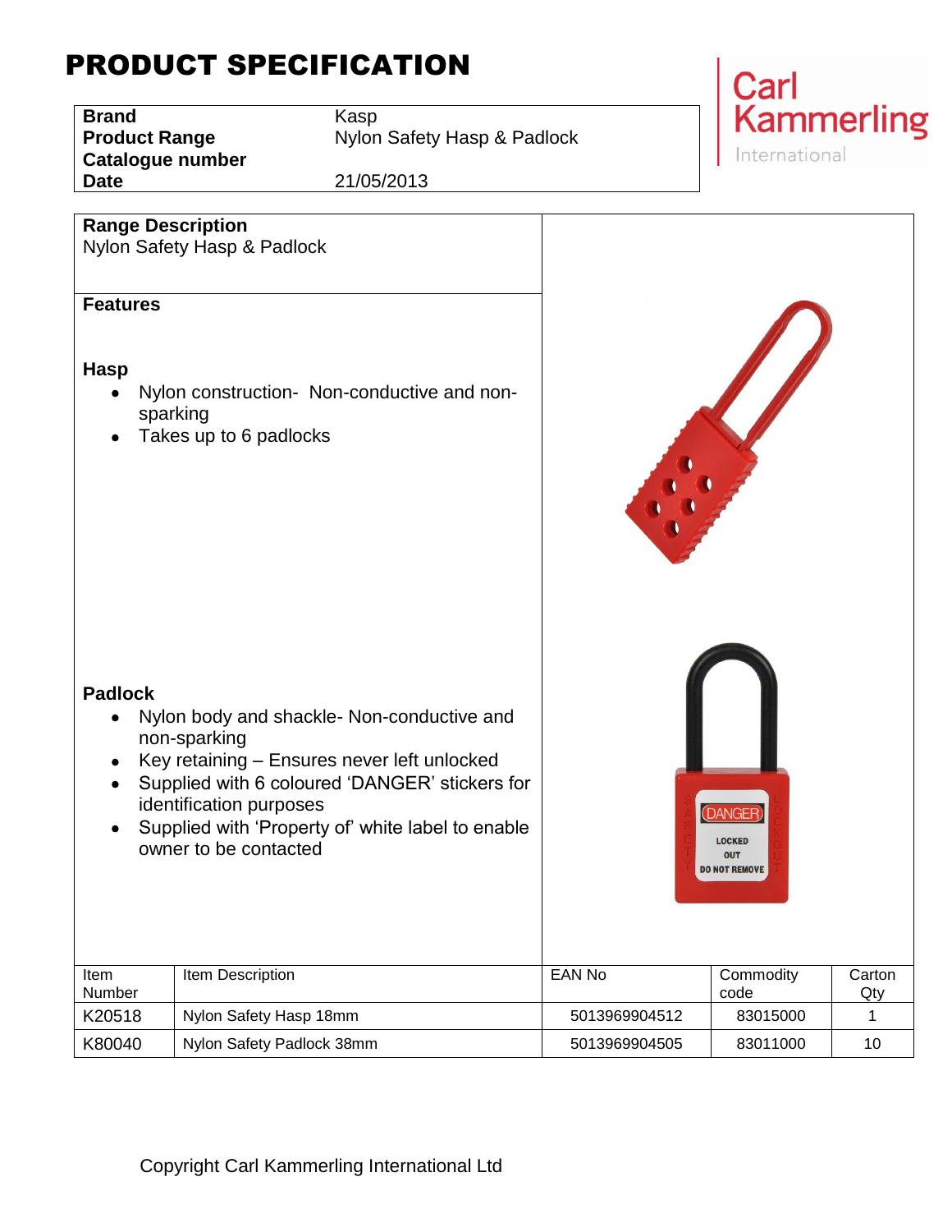# PRODUCT SPECIFICATION

| | |
|---|---|
| **Brand** | Kasp |
| **Product Range** | Nylon Safety Hasp & Padlock |
| **Catalogue number** | |
| **Date** | 21/05/2013 |

Carl Kammerling International

## Range Description

Nylon Safety Hasp & Padlock

## Features

### Hasp

- Nylon construction- Non-conductive and non-sparking
- Takes up to 6 padlocks

### Padlock

- Nylon body and shackle- Non-conductive and non-sparking
- Key retaining – Ensures never left unlocked
- Supplied with 6 coloured 'DANGER' stickers for identification purposes
- Supplied with 'Property of' white label to enable owner to be contacted

| Item Number | Item Description | EAN No | Commodity code | Carton Qty |
|---|---|---|---|---|
| K20518 | Nylon Safety Hasp 18mm | 5013969904512 | 83015000 | 1 |
| K80040 | Nylon Safety Padlock 38mm | 5013969904505 | 83011000 | 10 |

Copyright Carl Kammerling International Ltd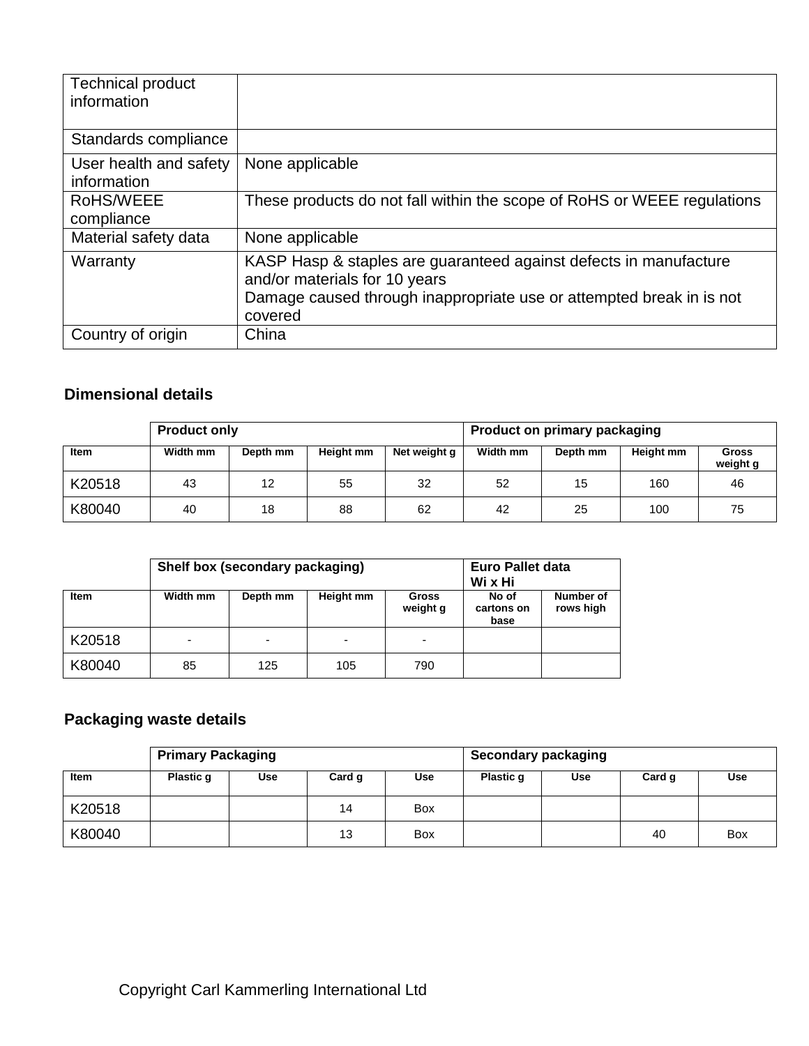| | |
|---|---|
| Technical product information | |
| Standards compliance | |
| User health and safety information | None applicable |
| RoHS/WEEE compliance | These products do not fall within the scope of RoHS or WEEE regulations |
| Material safety data | None applicable |
| Warranty | KASP Hasp & staples are guaranteed against defects in manufacture and/or materials for 10 years<br>Damage caused through inappropriate use or attempted break in is not covered |
| Country of origin | China |

**Dimensional details**

| | Product only | | | | Product on primary packaging | | | |
|---|---|---|---|---|---|---|---|---|
| Item | Width mm | Depth mm | Height mm | Net weight g | Width mm | Depth mm | Height mm | Gross weight g |
| K20518 | 43 | 12 | 55 | 32 | 52 | 15 | 160 | 46 |
| K80040 | 40 | 18 | 88 | 62 | 42 | 25 | 100 | 75 |

| | Shelf box (secondary packaging) | | | | Euro Pallet data Wi x Hi | |
|---|---|---|---|---|---|---|
| Item | Width mm | Depth mm | Height mm | Gross weight g | No of cartons on base | Number of rows high |
| K20518 | - | - | - | - | | |
| K80040 | 85 | 125 | 105 | 790 | | |

**Packaging waste details**

| | Primary Packaging | | | | Secondary packaging | | | |
|---|---|---|---|---|---|---|---|---|
| Item | Plastic g | Use | Card g | Use | Plastic g | Use | Card g | Use |
| K20518 | | | 14 | Box | | | | |
| K80040 | | | 13 | Box | | | 40 | Box |

Copyright Carl Kammerling International Ltd